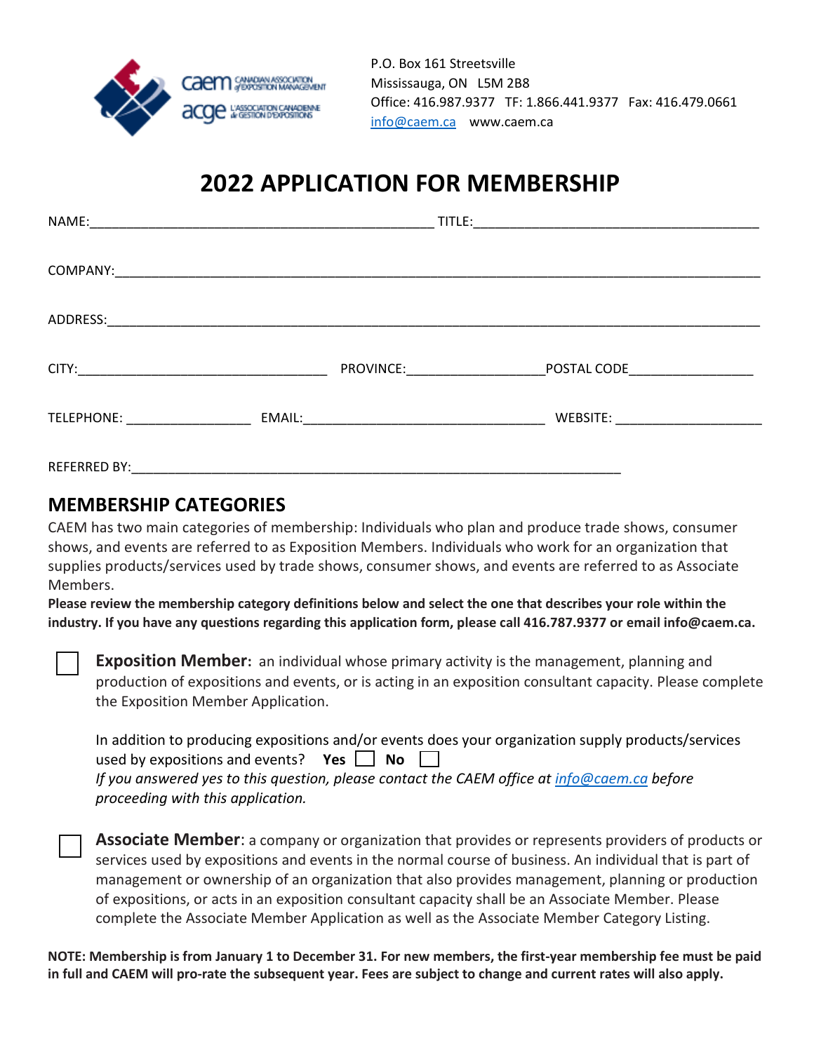P.O. Box 161 Streetsville
Mississauga, ON L5M 2B8
Office: 416.987.9377 TF: 1.866.441.9377 Fax: 416.479.0661
info@caem.ca www.caem.ca

# 2022 APPLICATION FOR MEMBERSHIP

NAME:_______________________________________________ TITLE:______________________________________

COMPANY:_________________________________________________________________________________________

ADDRESS:_________________________________________________________________________________________

CITY:_________________________________ PROVINCE:__________________POSTAL CODE________________

TELEPHONE: ________________ EMAIL:________________________________ WEBSITE: ____________________

REFERRED BY:_____________________________________________________________________

## MEMBERSHIP CATEGORIES

CAEM has two main categories of membership: Individuals who plan and produce trade shows, consumer shows, and events are referred to as Exposition Members. Individuals who work for an organization that supplies products/services used by trade shows, consumer shows, and events are referred to as Associate Members.

**Please review the membership category definitions below and select the one that describes your role within the industry. If you have any questions regarding this application form, please call 416.787.9377 or email info@caem.ca.**

☐ **Exposition Member:** an individual whose primary activity is the management, planning and production of expositions and events, or is acting in an exposition consultant capacity. Please complete the Exposition Member Application.

In addition to producing expositions and/or events does your organization supply products/services used by expositions and events? **Yes** ☐ **No** ☐
*If you answered yes to this question, please contact the CAEM office at info@caem.ca before proceeding with this application.*

☐ **Associate Member**: a company or organization that provides or represents providers of products or services used by expositions and events in the normal course of business. An individual that is part of management or ownership of an organization that also provides management, planning or production of expositions, or acts in an exposition consultant capacity shall be an Associate Member. Please complete the Associate Member Application as well as the Associate Member Category Listing.

**NOTE: Membership is from January 1 to December 31. For new members, the first-year membership fee must be paid in full and CAEM will pro-rate the subsequent year. Fees are subject to change and current rates will also apply.**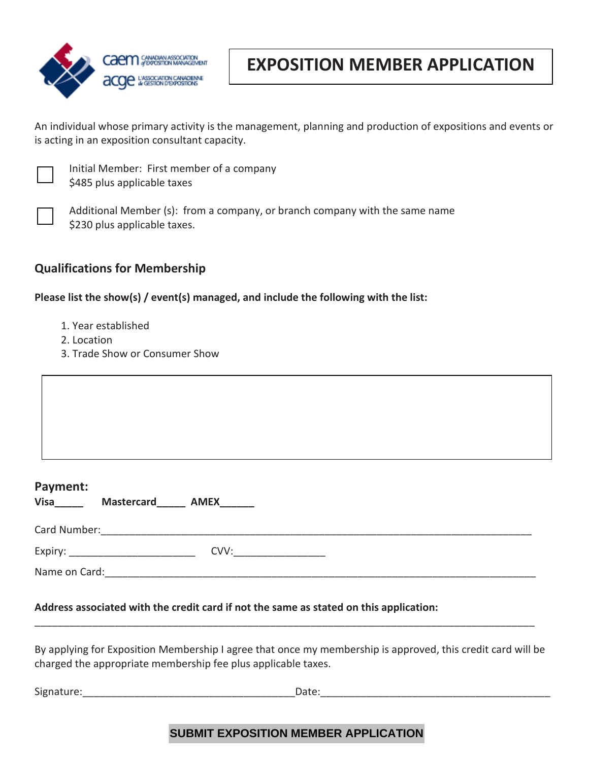caem CANADIAN ASSOCIATION of EXPOSITION MANAGEMENT
acge L'ASSOCIATION CANADIENNE de GESTION D'EXPOSITIONS

# EXPOSITION MEMBER APPLICATION

An individual whose primary activity is the management, planning and production of expositions and events or is acting in an exposition consultant capacity.

☐ Initial Member: First member of a company
$485 plus applicable taxes

☐ Additional Member (s): from a company, or branch company with the same name
$230 plus applicable taxes.

## Qualifications for Membership

**Please list the show(s) / event(s) managed, and include the following with the list:**

1. Year established
2. Location
3. Trade Show or Consumer Show

## Payment:

**Visa_____ Mastercard_____ AMEX______**

Card Number:_______________________________________________________________________________

Expiry: ______________________ CVV:________________

Name on Card:______________________________________________________________________________

**Address associated with the credit card if not the same as stated on this application:**

_________________________________________________________________________________________

By applying for Exposition Membership I agree that once my membership is approved, this credit card will be charged the appropriate membership fee plus applicable taxes.

Signature:_____________________________________Date:_________________________________________

**SUBMIT EXPOSITION MEMBER APPLICATION**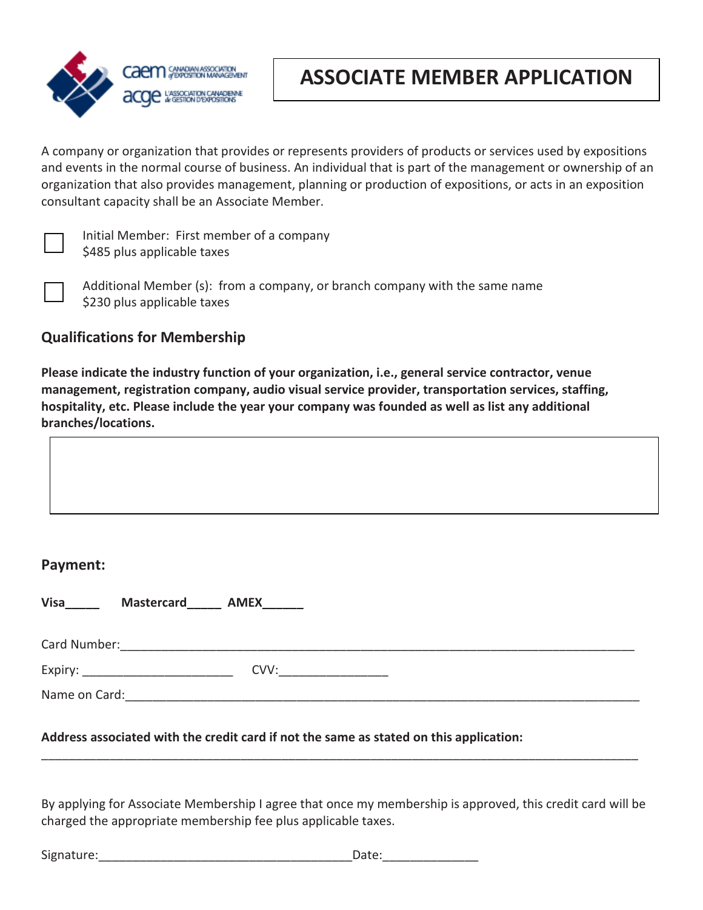caem CANADIAN ASSOCIATION of EXPOSITION MANAGEMENT
acge L'ASSOCIATION CANADIENNE de GESTION D'EXPOSITIONS

# ASSOCIATE MEMBER APPLICATION

A company or organization that provides or represents providers of products or services used by expositions and events in the normal course of business. An individual that is part of the management or ownership of an organization that also provides management, planning or production of expositions, or acts in an exposition consultant capacity shall be an Associate Member.

☐ Initial Member: First member of a company
$485 plus applicable taxes

☐ Additional Member (s): from a company, or branch company with the same name
$230 plus applicable taxes

## Qualifications for Membership

**Please indicate the industry function of your organization, i.e., general service contractor, venue management, registration company, audio visual service provider, transportation services, staffing, hospitality, etc. Please include the year your company was founded as well as list any additional branches/locations.**

| |
|---|
| |

## Payment:

**Visa_____ Mastercard_____ AMEX______**

Card Number:_______________________________________________________________________________

Expiry: ______________________ CVV:________________

Name on Card:______________________________________________________________________________

**Address associated with the credit card if not the same as stated on this application:**

___________________________________________________________________________________________

By applying for Associate Membership I agree that once my membership is approved, this credit card will be charged the appropriate membership fee plus applicable taxes.

Signature:______________________________________Date:______________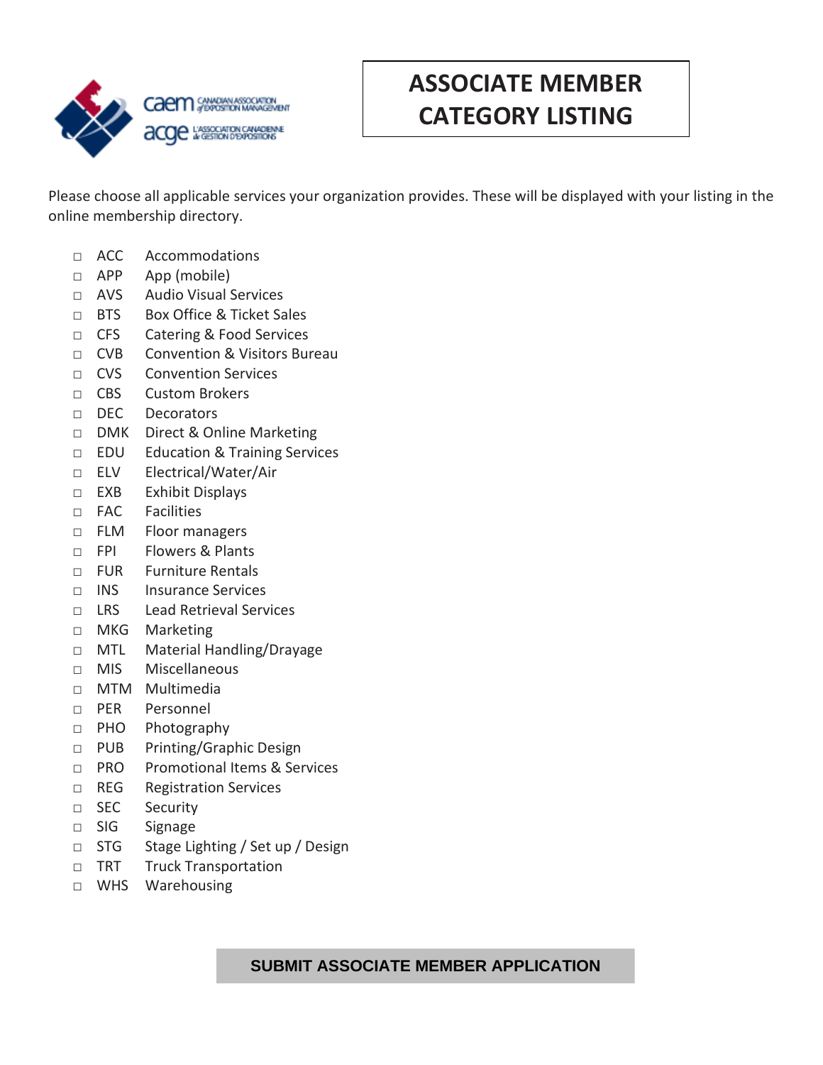caem CANADIAN ASSOCIATION of EXPOSITION MANAGEMENT
acge L'ASSOCIATION CANADIENNE de GESTION D'EXPOSITIONS

# ASSOCIATE MEMBER CATEGORY LISTING

Please choose all applicable services your organization provides. These will be displayed with your listing in the online membership directory.

- ☐ ACC Accommodations
- ☐ APP App (mobile)
- ☐ AVS Audio Visual Services
- ☐ BTS Box Office & Ticket Sales
- ☐ CFS Catering & Food Services
- ☐ CVB Convention & Visitors Bureau
- ☐ CVS Convention Services
- ☐ CBS Custom Brokers
- ☐ DEC Decorators
- ☐ DMK Direct & Online Marketing
- ☐ EDU Education & Training Services
- ☐ ELV Electrical/Water/Air
- ☐ EXB Exhibit Displays
- ☐ FAC Facilities
- ☐ FLM Floor managers
- ☐ FPI Flowers & Plants
- ☐ FUR Furniture Rentals
- ☐ INS Insurance Services
- ☐ LRS Lead Retrieval Services
- ☐ MKG Marketing
- ☐ MTL Material Handling/Drayage
- ☐ MIS Miscellaneous
- ☐ MTM Multimedia
- ☐ PER Personnel
- ☐ PHO Photography
- ☐ PUB Printing/Graphic Design
- ☐ PRO Promotional Items & Services
- ☐ REG Registration Services
- ☐ SEC Security
- ☐ SIG Signage
- ☐ STG Stage Lighting / Set up / Design
- ☐ TRT Truck Transportation
- ☐ WHS Warehousing

**SUBMIT ASSOCIATE MEMBER APPLICATION**